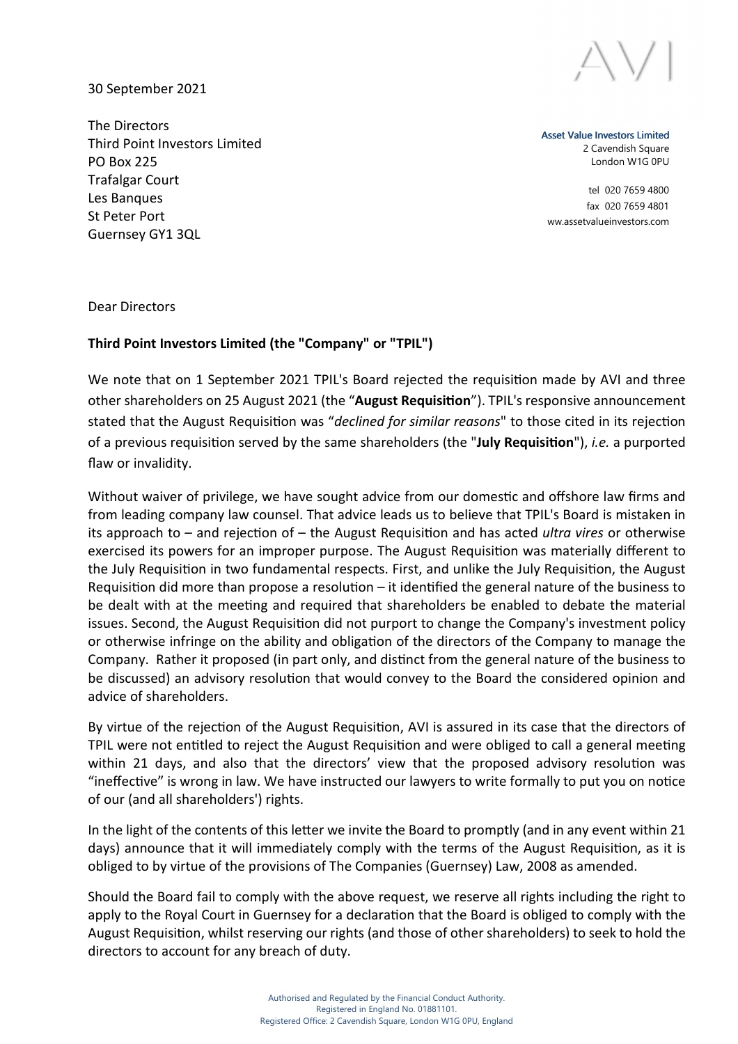30 September 2021

The Directors
Third Point Investors Limited
PO Box 225
Trafalgar Court
Les Banques
St Peter Port
Guernsey GY1 3QL

AVI

**Asset Value Investors Limited**
2 Cavendish Square
London W1G 0PU

tel 020 7659 4800
fax 020 7659 4801
ww.assetvalueinvestors.com

Dear Directors

**Third Point Investors Limited (the "Company" or "TPIL")**

We note that on 1 September 2021 TPIL's Board rejected the requisition made by AVI and three other shareholders on 25 August 2021 (the "**August Requisition**"). TPIL's responsive announcement stated that the August Requisition was "*declined for similar reasons*" to those cited in its rejection of a previous requisition served by the same shareholders (the "**July Requisition**"), *i.e.* a purported flaw or invalidity.

Without waiver of privilege, we have sought advice from our domestic and offshore law firms and from leading company law counsel. That advice leads us to believe that TPIL's Board is mistaken in its approach to – and rejection of – the August Requisition and has acted *ultra vires* or otherwise exercised its powers for an improper purpose. The August Requisition was materially different to the July Requisition in two fundamental respects. First, and unlike the July Requisition, the August Requisition did more than propose a resolution – it identified the general nature of the business to be dealt with at the meeting and required that shareholders be enabled to debate the material issues. Second, the August Requisition did not purport to change the Company's investment policy or otherwise infringe on the ability and obligation of the directors of the Company to manage the Company. Rather it proposed (in part only, and distinct from the general nature of the business to be discussed) an advisory resolution that would convey to the Board the considered opinion and advice of shareholders.

By virtue of the rejection of the August Requisition, AVI is assured in its case that the directors of TPIL were not entitled to reject the August Requisition and were obliged to call a general meeting within 21 days, and also that the directors' view that the proposed advisory resolution was "ineffective" is wrong in law. We have instructed our lawyers to write formally to put you on notice of our (and all shareholders') rights.

In the light of the contents of this letter we invite the Board to promptly (and in any event within 21 days) announce that it will immediately comply with the terms of the August Requisition, as it is obliged to by virtue of the provisions of The Companies (Guernsey) Law, 2008 as amended.

Should the Board fail to comply with the above request, we reserve all rights including the right to apply to the Royal Court in Guernsey for a declaration that the Board is obliged to comply with the August Requisition, whilst reserving our rights (and those of other shareholders) to seek to hold the directors to account for any breach of duty.

Authorised and Regulated by the Financial Conduct Authority.
Registered in England No. 01881101.
Registered Office: 2 Cavendish Square, London W1G 0PU, England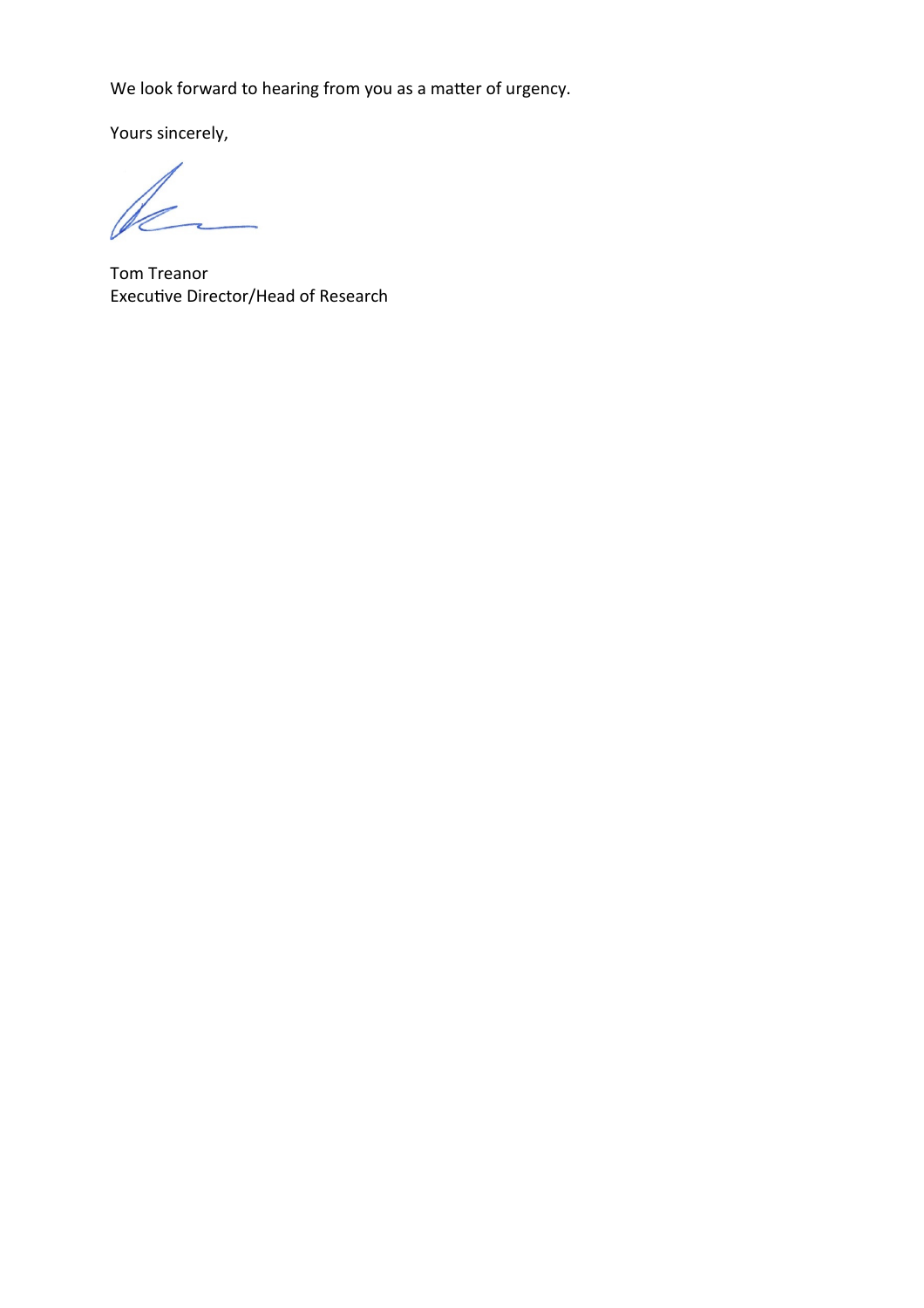We look forward to hearing from you as a matter of urgency.

Yours sincerely,

Tom Treanor
Executive Director/Head of Research